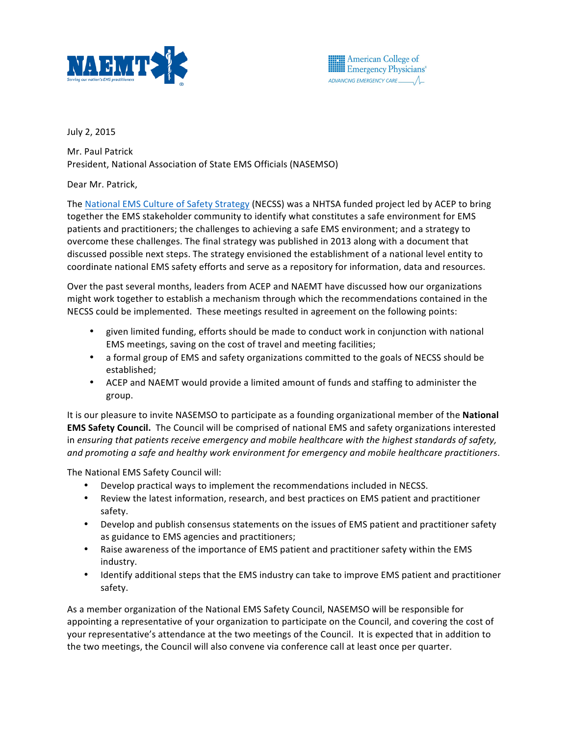NAEMT
Serving our nation's EMS practitioners

American College of Emergency Physicians®
ADVANCING EMERGENCY CARE

July 2, 2015

Mr. Paul Patrick
President, National Association of State EMS Officials (NASEMSO)

Dear Mr. Patrick,

The National EMS Culture of Safety Strategy (NECSS) was a NHTSA funded project led by ACEP to bring together the EMS stakeholder community to identify what constitutes a safe environment for EMS patients and practitioners; the challenges to achieving a safe EMS environment; and a strategy to overcome these challenges. The final strategy was published in 2013 along with a document that discussed possible next steps. The strategy envisioned the establishment of a national level entity to coordinate national EMS safety efforts and serve as a repository for information, data and resources.

Over the past several months, leaders from ACEP and NAEMT have discussed how our organizations might work together to establish a mechanism through which the recommendations contained in the NECSS could be implemented. These meetings resulted in agreement on the following points:

- given limited funding, efforts should be made to conduct work in conjunction with national EMS meetings, saving on the cost of travel and meeting facilities;
- a formal group of EMS and safety organizations committed to the goals of NECSS should be established;
- ACEP and NAEMT would provide a limited amount of funds and staffing to administer the group.

It is our pleasure to invite NASEMSO to participate as a founding organizational member of the **National EMS Safety Council.** The Council will be comprised of national EMS and safety organizations interested in *ensuring that patients receive emergency and mobile healthcare with the highest standards of safety, and promoting a safe and healthy work environment for emergency and mobile healthcare practitioners*.

The National EMS Safety Council will:

- Develop practical ways to implement the recommendations included in NECSS.
- Review the latest information, research, and best practices on EMS patient and practitioner safety.
- Develop and publish consensus statements on the issues of EMS patient and practitioner safety as guidance to EMS agencies and practitioners;
- Raise awareness of the importance of EMS patient and practitioner safety within the EMS industry.
- Identify additional steps that the EMS industry can take to improve EMS patient and practitioner safety.

As a member organization of the National EMS Safety Council, NASEMSO will be responsible for appointing a representative of your organization to participate on the Council, and covering the cost of your representative's attendance at the two meetings of the Council. It is expected that in addition to the two meetings, the Council will also convene via conference call at least once per quarter.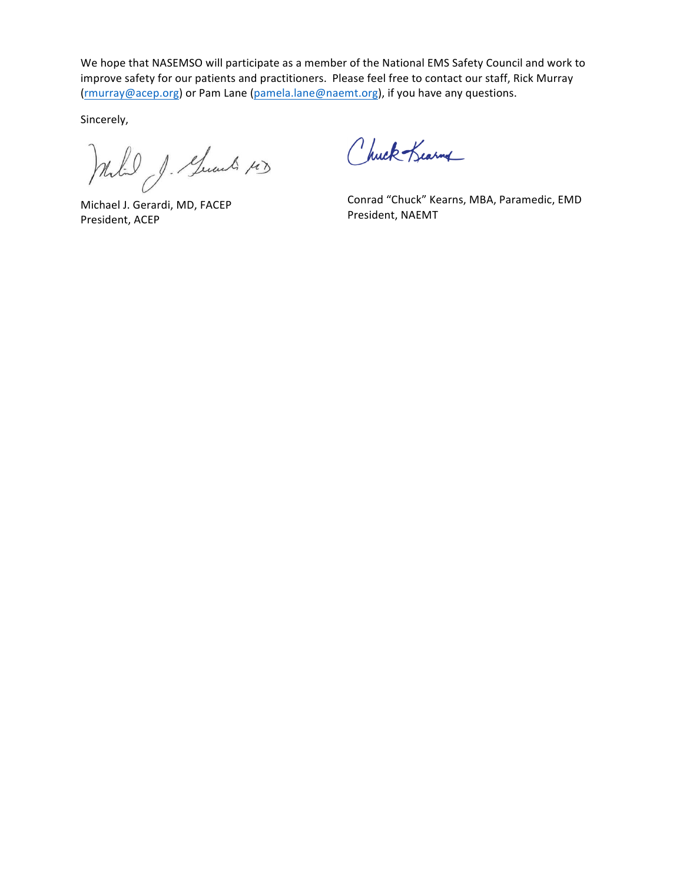We hope that NASEMSO will participate as a member of the National EMS Safety Council and work to improve safety for our patients and practitioners. Please feel free to contact our staff, Rick Murray (rmurray@acep.org) or Pam Lane (pamela.lane@naemt.org), if you have any questions.

Sincerely,

Michael J. Gerardi, MD, FACEP
President, ACEP

Conrad "Chuck" Kearns, MBA, Paramedic, EMD
President, NAEMT